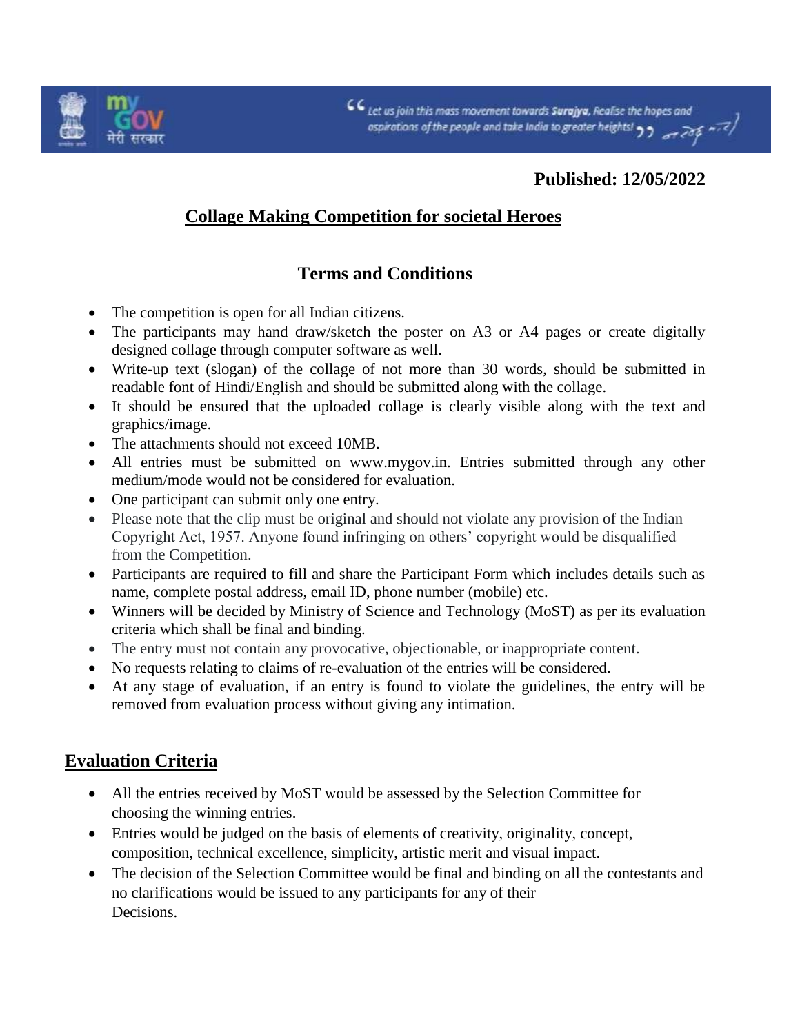**Published: 12/05/2022**

## Collage Making Competition for societal Heroes

### Terms and Conditions

- The competition is open for all Indian citizens.
- The participants may hand draw/sketch the poster on A3 or A4 pages or create digitally designed collage through computer software as well.
- Write-up text (slogan) of the collage of not more than 30 words, should be submitted in readable font of Hindi/English and should be submitted along with the collage.
- It should be ensured that the uploaded collage is clearly visible along with the text and graphics/image.
- The attachments should not exceed 10MB.
- All entries must be submitted on www.mygov.in. Entries submitted through any other medium/mode would not be considered for evaluation.
- One participant can submit only one entry.
- Please note that the clip must be original and should not violate any provision of the Indian Copyright Act, 1957. Anyone found infringing on others' copyright would be disqualified from the Competition.
- Participants are required to fill and share the Participant Form which includes details such as name, complete postal address, email ID, phone number (mobile) etc.
- Winners will be decided by Ministry of Science and Technology (MoST) as per its evaluation criteria which shall be final and binding.
- The entry must not contain any provocative, objectionable, or inappropriate content.
- No requests relating to claims of re-evaluation of the entries will be considered.
- At any stage of evaluation, if an entry is found to violate the guidelines, the entry will be removed from evaluation process without giving any intimation.

## Evaluation Criteria

- All the entries received by MoST would be assessed by the Selection Committee for choosing the winning entries.
- Entries would be judged on the basis of elements of creativity, originality, concept, composition, technical excellence, simplicity, artistic merit and visual impact.
- The decision of the Selection Committee would be final and binding on all the contestants and no clarifications would be issued to any participants for any of their Decisions.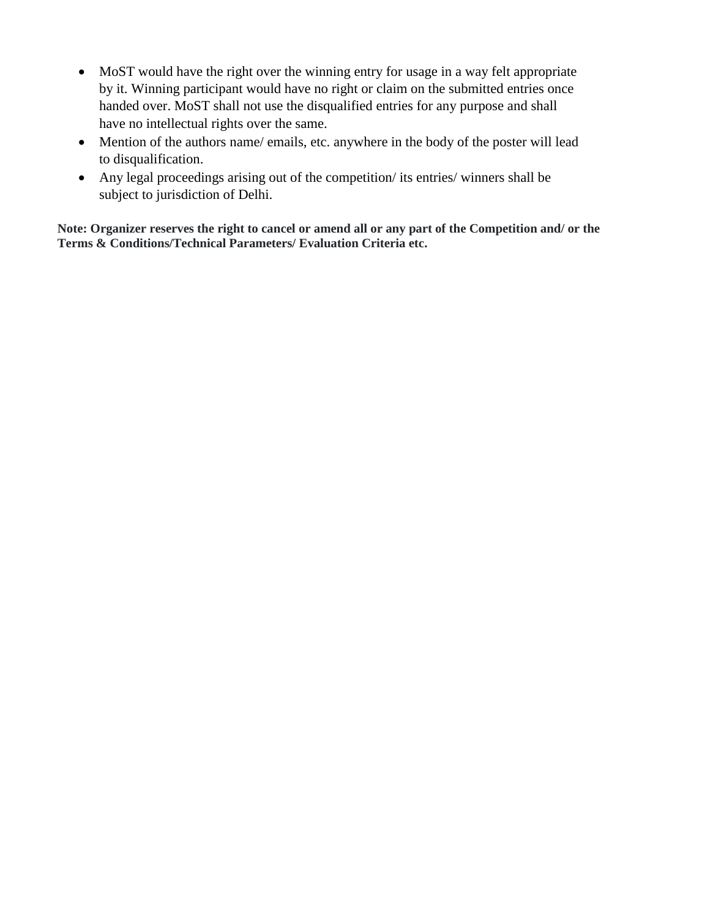- MoST would have the right over the winning entry for usage in a way felt appropriate by it. Winning participant would have no right or claim on the submitted entries once handed over. MoST shall not use the disqualified entries for any purpose and shall have no intellectual rights over the same.
- Mention of the authors name/ emails, etc. anywhere in the body of the poster will lead to disqualification.
- Any legal proceedings arising out of the competition/ its entries/ winners shall be subject to jurisdiction of Delhi.

**Note: Organizer reserves the right to cancel or amend all or any part of the Competition and/ or the Terms & Conditions/Technical Parameters/ Evaluation Criteria etc.**